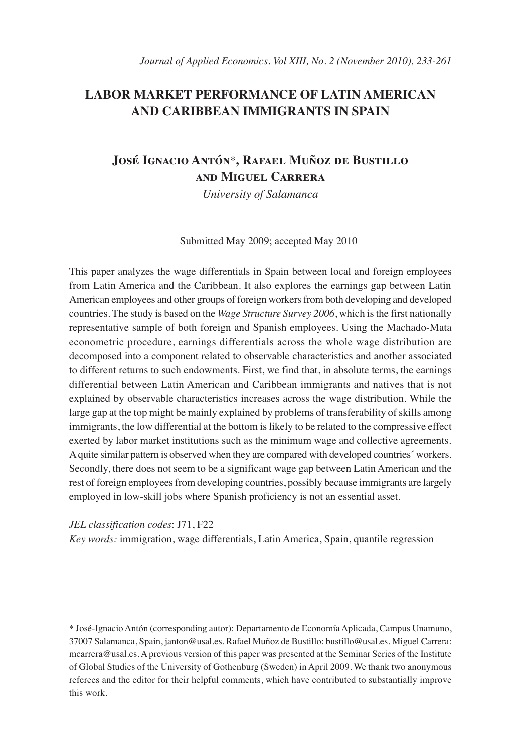# LABOR MARKET PERFORMANCE OF LATIN AMERICAN AND CARIBBEAN IMMIGRANTS IN SPAIN

## José Ignacio Antón*, Rafael Muñoz de Bustillo and Miguel Carrera

*University of Salamanca*

Submitted May 2009; accepted May 2010

This paper analyzes the wage differentials in Spain between local and foreign employees from Latin America and the Caribbean. It also explores the earnings gap between Latin American employees and other groups of foreign workers from both developing and developed countries. The study is based on the *Wage Structure Survey 2006*, which is the first nationally representative sample of both foreign and Spanish employees. Using the Machado-Mata econometric procedure, earnings differentials across the whole wage distribution are decomposed into a component related to observable characteristics and another associated to different returns to such endowments. First, we find that, in absolute terms, the earnings differential between Latin American and Caribbean immigrants and natives that is not explained by observable characteristics increases across the wage distribution. While the large gap at the top might be mainly explained by problems of transferability of skills among immigrants, the low differential at the bottom is likely to be related to the compressive effect exerted by labor market institutions such as the minimum wage and collective agreements. A quite similar pattern is observed when they are compared with developed countries´ workers. Secondly, there does not seem to be a significant wage gap between Latin American and the rest of foreign employees from developing countries, possibly because immigrants are largely employed in low-skill jobs where Spanish proficiency is not an essential asset.

*JEL classification codes*: J71, F22

*Key words:* immigration, wage differentials, Latin America, Spain, quantile regression

---

* José-Ignacio Antón (corresponding autor): Departamento de Economía Aplicada, Campus Unamuno, 37007 Salamanca, Spain, janton@usal.es. Rafael Muñoz de Bustillo: bustillo@usal.es. Miguel Carrera: mcarrera@usal.es. A previous version of this paper was presented at the Seminar Series of the Institute of Global Studies of the University of Gothenburg (Sweden) in April 2009. We thank two anonymous referees and the editor for their helpful comments, which have contributed to substantially improve this work.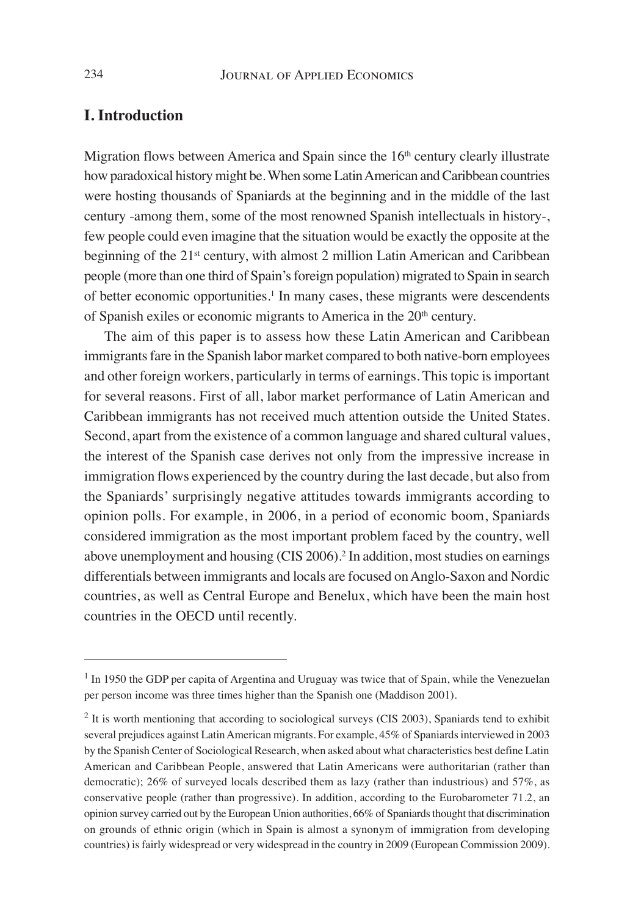## I. Introduction

Migration flows between America and Spain since the 16th century clearly illustrate how paradoxical history might be. When some Latin American and Caribbean countries were hosting thousands of Spaniards at the beginning and in the middle of the last century -among them, some of the most renowned Spanish intellectuals in history-, few people could even imagine that the situation would be exactly the opposite at the beginning of the 21st century, with almost 2 million Latin American and Caribbean people (more than one third of Spain's foreign population) migrated to Spain in search of better economic opportunities.[1] In many cases, these migrants were descendents of Spanish exiles or economic migrants to America in the 20th century.

The aim of this paper is to assess how these Latin American and Caribbean immigrants fare in the Spanish labor market compared to both native-born employees and other foreign workers, particularly in terms of earnings. This topic is important for several reasons. First of all, labor market performance of Latin American and Caribbean immigrants has not received much attention outside the United States. Second, apart from the existence of a common language and shared cultural values, the interest of the Spanish case derives not only from the impressive increase in immigration flows experienced by the country during the last decade, but also from the Spaniards' surprisingly negative attitudes towards immigrants according to opinion polls. For example, in 2006, in a period of economic boom, Spaniards considered immigration as the most important problem faced by the country, well above unemployment and housing (CIS 2006).[2] In addition, most studies on earnings differentials between immigrants and locals are focused on Anglo-Saxon and Nordic countries, as well as Central Europe and Benelux, which have been the main host countries in the OECD until recently.

---

[1] In 1950 the GDP per capita of Argentina and Uruguay was twice that of Spain, while the Venezuelan per person income was three times higher than the Spanish one (Maddison 2001).

[2] It is worth mentioning that according to sociological surveys (CIS 2003), Spaniards tend to exhibit several prejudices against Latin American migrants. For example, 45% of Spaniards interviewed in 2003 by the Spanish Center of Sociological Research, when asked about what characteristics best define Latin American and Caribbean People, answered that Latin Americans were authoritarian (rather than democratic); 26% of surveyed locals described them as lazy (rather than industrious) and 57%, as conservative people (rather than progressive). In addition, according to the Eurobarometer 71.2, an opinion survey carried out by the European Union authorities, 66% of Spaniards thought that discrimination on grounds of ethnic origin (which in Spain is almost a synonym of immigration from developing countries) is fairly widespread or very widespread in the country in 2009 (European Commission 2009).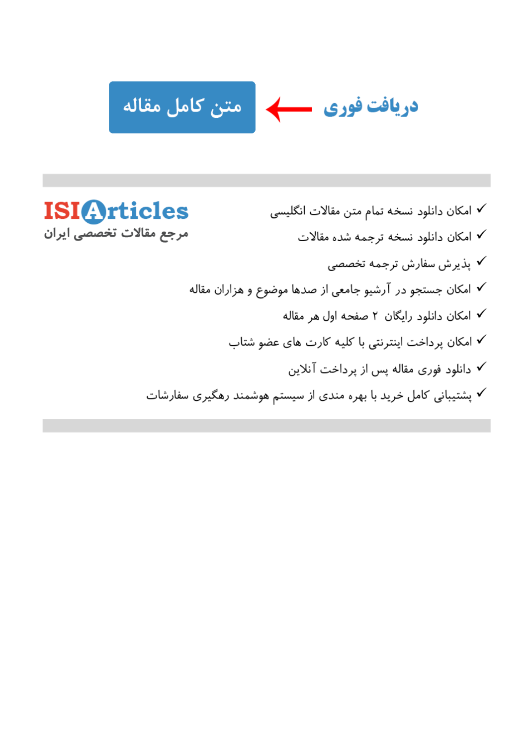**متن کامل مقاله** ← **دریافت فوری**

**ISIArticles**
مرجع مقالات تخصصی ایران

- ✓ امکان دانلود نسخه تمام متن مقالات انگلیسی
- ✓ امکان دانلود نسخه ترجمه شده مقالات
- ✓ پذیرش سفارش ترجمه تخصصی
- ✓ امکان جستجو در آرشیو جامعی از صدها موضوع و هزاران مقاله
- ✓ امکان دانلود رایگان ۲ صفحه اول هر مقاله
- ✓ امکان پرداخت اینترنتی با کلیه کارت های عضو شتاب
- ✓ دانلود فوری مقاله پس از پرداخت آنلاین
- ✓ پشتیبانی کامل خرید با بهره مندی از سیستم هوشمند رهگیری سفارشات